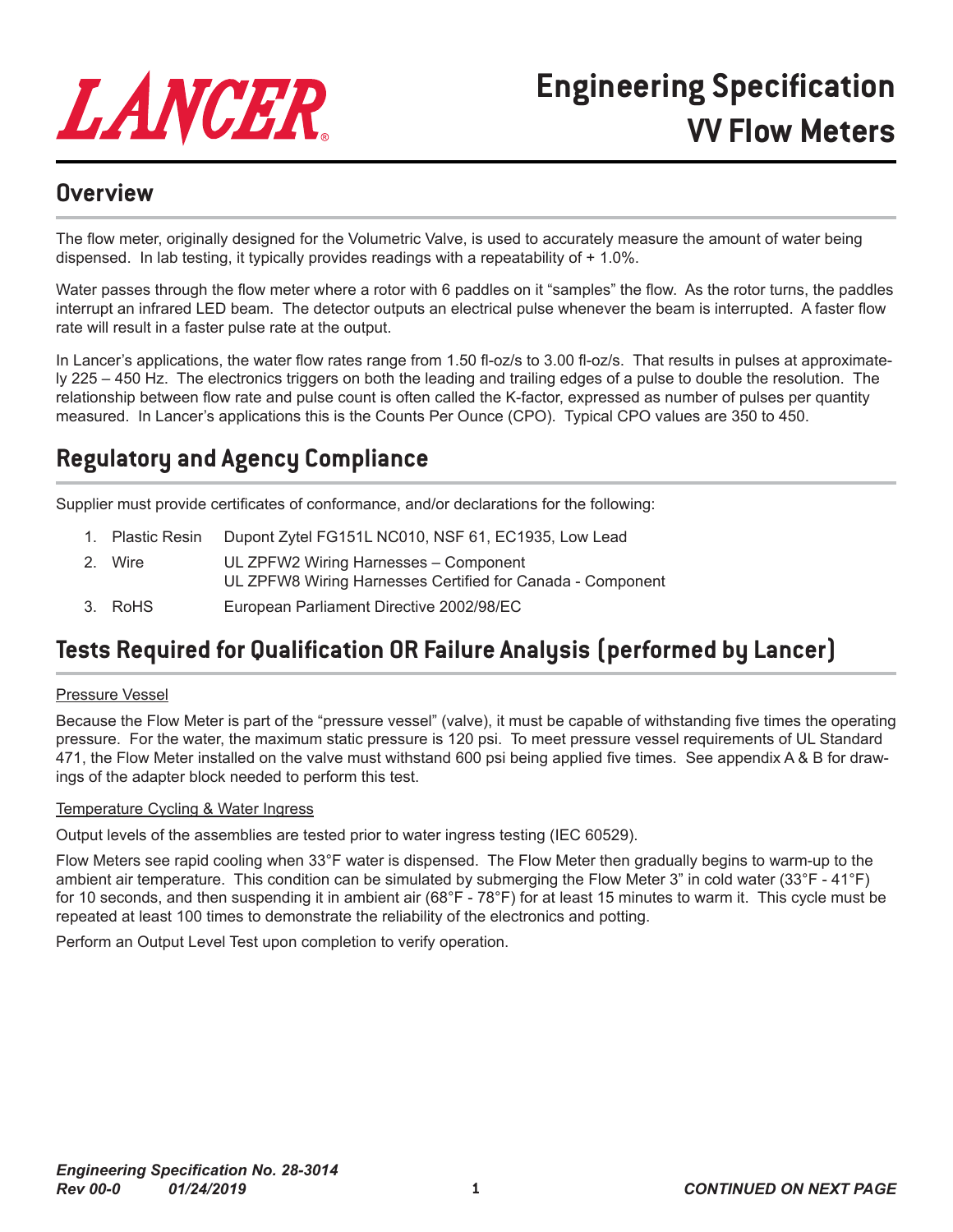# LANCER

# Engineering Specification VV Flow Meters

## Overview

The flow meter, originally designed for the Volumetric Valve, is used to accurately measure the amount of water being dispensed. In lab testing, it typically provides readings with a repeatability of + 1.0%.

Water passes through the flow meter where a rotor with 6 paddles on it "samples" the flow. As the rotor turns, the paddles interrupt an infrared LED beam. The detector outputs an electrical pulse whenever the beam is interrupted. A faster flow rate will result in a faster pulse rate at the output.

In Lancer's applications, the water flow rates range from 1.50 fl-oz/s to 3.00 fl-oz/s. That results in pulses at approximately 225 – 450 Hz. The electronics triggers on both the leading and trailing edges of a pulse to double the resolution. The relationship between flow rate and pulse count is often called the K-factor, expressed as number of pulses per quantity measured. In Lancer's applications this is the Counts Per Ounce (CPO). Typical CPO values are 350 to 450.

## Regulatory and Agency Compliance

Supplier must provide certificates of conformance, and/or declarations for the following:

1. Plastic Resin — Dupont Zytel FG151L NC010, NSF 61, EC1935, Low Lead
2. Wire — UL ZPFW2 Wiring Harnesses – Component
   UL ZPFW8 Wiring Harnesses Certified for Canada - Component
3. RoHS — European Parliament Directive 2002/98/EC

## Tests Required for Qualification OR Failure Analysis (performed by Lancer)

<u>Pressure Vessel</u>

Because the Flow Meter is part of the "pressure vessel" (valve), it must be capable of withstanding five times the operating pressure. For the water, the maximum static pressure is 120 psi. To meet pressure vessel requirements of UL Standard 471, the Flow Meter installed on the valve must withstand 600 psi being applied five times. See appendix A & B for drawings of the adapter block needed to perform this test.

<u>Temperature Cycling & Water Ingress</u>

Output levels of the assemblies are tested prior to water ingress testing (IEC 60529).

Flow Meters see rapid cooling when 33°F water is dispensed. The Flow Meter then gradually begins to warm-up to the ambient air temperature. This condition can be simulated by submerging the Flow Meter 3" in cold water (33°F - 41°F) for 10 seconds, and then suspending it in ambient air (68°F - 78°F) for at least 15 minutes to warm it. This cycle must be repeated at least 100 times to demonstrate the reliability of the electronics and potting.

Perform an Output Level Test upon completion to verify operation.

*Engineering Specification No. 28-3014*
*Rev 00-0 01/24/2019*

***CONTINUED ON NEXT PAGE***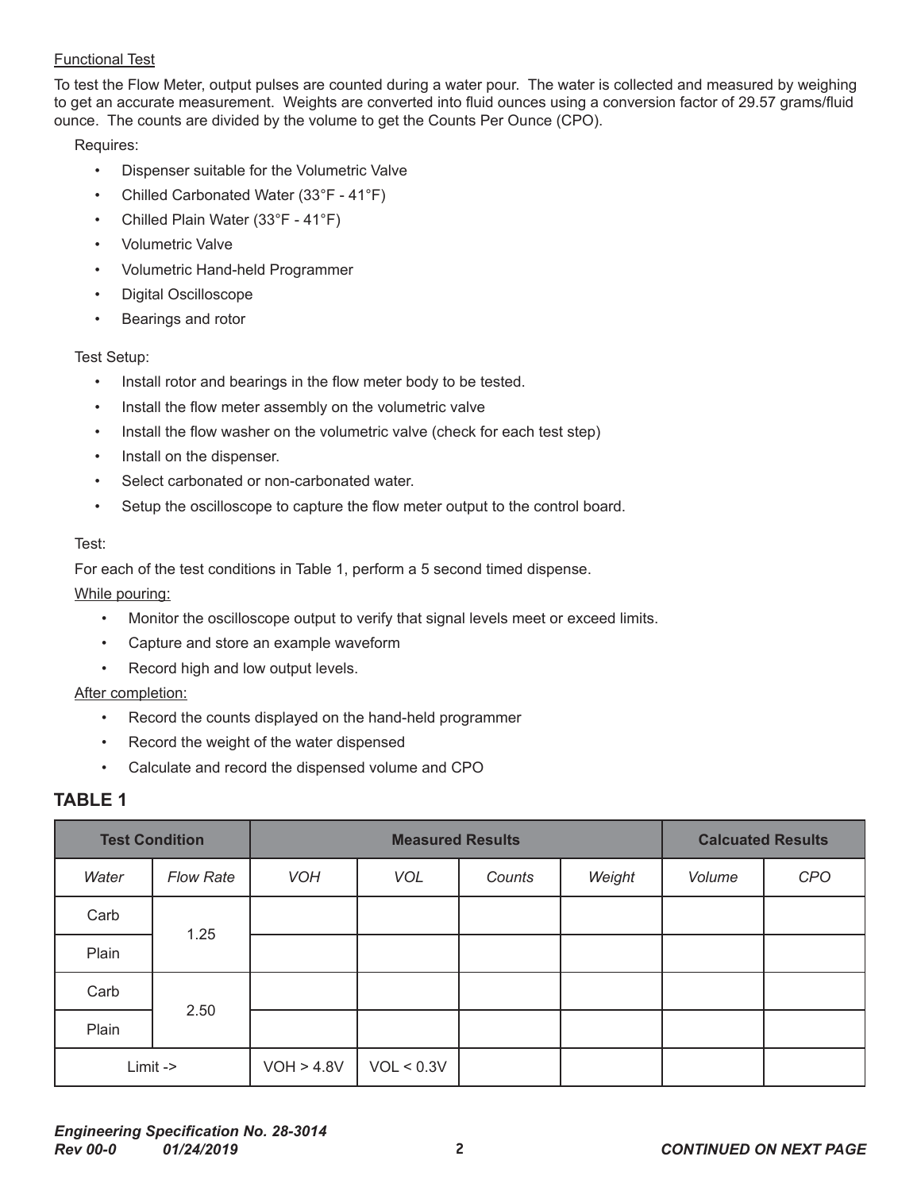Functional Test

To test the Flow Meter, output pulses are counted during a water pour. The water is collected and measured by weighing to get an accurate measurement. Weights are converted into fluid ounces using a conversion factor of 29.57 grams/fluid ounce. The counts are divided by the volume to get the Counts Per Ounce (CPO).

Requires:

- Dispenser suitable for the Volumetric Valve
- Chilled Carbonated Water (33°F - 41°F)
- Chilled Plain Water (33°F - 41°F)
- Volumetric Valve
- Volumetric Hand-held Programmer
- Digital Oscilloscope
- Bearings and rotor

Test Setup:

- Install rotor and bearings in the flow meter body to be tested.
- Install the flow meter assembly on the volumetric valve
- Install the flow washer on the volumetric valve (check for each test step)
- Install on the dispenser.
- Select carbonated or non-carbonated water.
- Setup the oscilloscope to capture the flow meter output to the control board.

Test:

For each of the test conditions in Table 1, perform a 5 second timed dispense.

While pouring:

- Monitor the oscilloscope output to verify that signal levels meet or exceed limits.
- Capture and store an example waveform
- Record high and low output levels.

After completion:

- Record the counts displayed on the hand-held programmer
- Record the weight of the water dispensed
- Calculate and record the dispensed volume and CPO

## TABLE 1

| **Test Condition** | | **Measured Results** | | | | **Calcuated Results** | |
|---|---|---|---|---|---|---|---|
| *Water* | *Flow Rate* | *VOH* | *VOL* | *Counts* | *Weight* | *Volume* | *CPO* |
| Carb | 1.25 | | | | | | |
| Plain | | | | | | | |
| Carb | 2.50 | | | | | | |
| Plain | | | | | | | |
| Limit -> | | VOH > 4.8V | VOL < 0.3V | | | | |

***Engineering Specification No. 28-3014***
***Rev 00-0 01/24/2019***

***CONTINUED ON NEXT PAGE***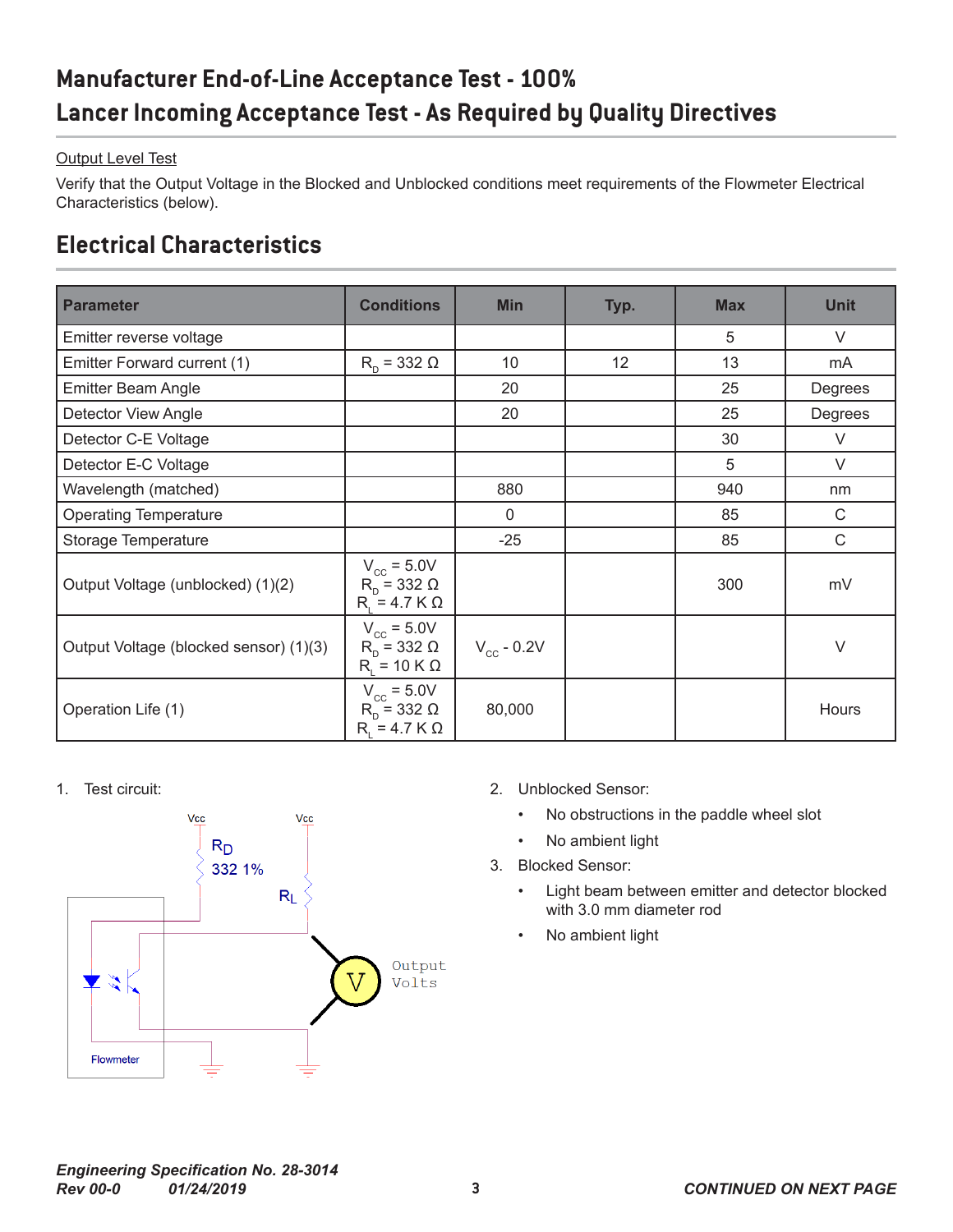# Manufacturer End-of-Line Acceptance Test - 100%

# Lancer Incoming Acceptance Test - As Required by Quality Directives

Output Level Test

Verify that the Output Voltage in the Blocked and Unblocked conditions meet requirements of the Flowmeter Electrical Characteristics (below).

## Electrical Characteristics

| Parameter | Conditions | Min | Typ. | Max | Unit |
|---|---|---|---|---|---|
| Emitter reverse voltage | | | | 5 | V |
| Emitter Forward current (1) | $R_D$ = 332 Ω | 10 | 12 | 13 | mA |
| Emitter Beam Angle | | 20 | | 25 | Degrees |
| Detector View Angle | | 20 | | 25 | Degrees |
| Detector C-E Voltage | | | | 30 | V |
| Detector E-C Voltage | | | | 5 | V |
| Wavelength (matched) | | 880 | | 940 | nm |
| Operating Temperature | | 0 | | 85 | C |
| Storage Temperature | | -25 | | 85 | C |
| Output Voltage (unblocked) (1)(2) | $V_{CC}$ = 5.0V<br>$R_D$ = 332 Ω<br>$R_L$ = 4.7 K Ω | | | 300 | mV |
| Output Voltage (blocked sensor) (1)(3) | $V_{CC}$ = 5.0V<br>$R_D$ = 332 Ω<br>$R_L$ = 10 K Ω | $V_{CC}$ - 0.2V | | | V |
| Operation Life (1) | $V_{CC}$ = 5.0V<br>$R_D$ = 332 Ω<br>$R_L$ = 4.7 K Ω | 80,000 | | | Hours |

1. Test circuit:

   Vcc, Vcc, $R_D$ 332 1%, $R_L$, V, Output Volts, Flowmeter

2. Unblocked Sensor:
   - No obstructions in the paddle wheel slot
   - No ambient light
3. Blocked Sensor:
   - Light beam between emitter and detector blocked with 3.0 mm diameter rod
   - No ambient light

*Engineering Specification No. 28-3014*
*Rev 00-0 01/24/2019*

***CONTINUED ON NEXT PAGE***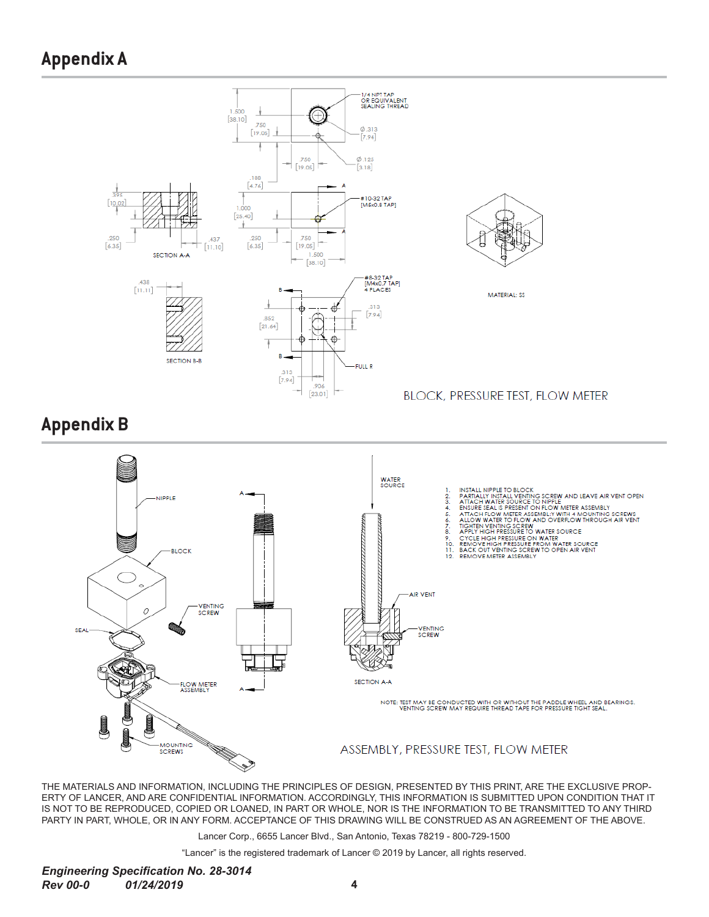# Appendix A

1/4 NPT TAP
OR EQUIVALENT
SEALING THREAD

1.500
[38.10]

.750
[19.05]

Ø.313
[7.94]

.750
[19.05]

Ø.125
[3.18]

.188
[4.76]

.395
[10.02]

1.000
[25.40]

#10-32 TAP
[M5x0.8 TAP]

.250
[6.35]

.437
[11.10]

.250
[6.35]

.750
[19.05]

1.500
[38.10]

SECTION A-A

.438
[11.11]

#8-32 TAP
[M4x0.7 TAP]
4 PLACES

.313
[7.94]

.852
[21.64]

FULL R

.313
[7.94]

.906
[23.01]

SECTION B-B

MATERIAL: SS

BLOCK, PRESSURE TEST, FLOW METER

# Appendix B

NIPPLE

BLOCK

VENTING SCREW

SEAL

FLOW METER ASSEMBLY

MOUNTING SCREWS

WATER SOURCE

AIR VENT

VENTING SCREW

SECTION A-A

1. INSTALL NIPPLE TO BLOCK
2. PARTIALLY INSTALL VENTING SCREW AND LEAVE AIR VENT OPEN
3. ATTACH WATER SOURCE TO NIPPLE
4. ENSURE SEAL IS PRESENT ON FLOW METER ASSEMBLY
5. ATTACH FLOW METER ASSEMBLY WITH 4 MOUNTING SCREWS
6. ALLOW WATER TO FLOW AND OVERFLOW THROUGH AIR VENT
7. TIGHTEN VENTING SCREW
8. APPLY HIGH PRESSURE TO WATER SOURCE
9. CYCLE HIGH PRESSURE ON WATER
10. REMOVE HIGH PRESSURE FROM WATER SOURCE
11. BACK OUT VENTING SCREW TO OPEN AIR VENT
12. REMOVE METER ASSEMBLY

NOTE: TEST MAY BE CONDUCTED WITH OR WITHOUT THE PADDLE WHEEL AND BEARINGS.
VENTING SCREW MAY REQUIRE THREAD TAPE FOR PRESSURE TIGHT SEAL.

ASSEMBLY, PRESSURE TEST, FLOW METER

THE MATERIALS AND INFORMATION, INCLUDING THE PRINCIPLES OF DESIGN, PRESENTED BY THIS PRINT, ARE THE EXCLUSIVE PROPERTY OF LANCER, AND ARE CONFIDENTIAL INFORMATION. ACCORDINGLY, THIS INFORMATION IS SUBMITTED UPON CONDITION THAT IT IS NOT TO BE REPRODUCED, COPIED OR LOANED, IN PART OR WHOLE, NOR IS THE INFORMATION TO BE TRANSMITTED TO ANY THIRD PARTY IN PART, WHOLE, OR IN ANY FORM. ACCEPTANCE OF THIS DRAWING WILL BE CONSTRUED AS AN AGREEMENT OF THE ABOVE.

Lancer Corp., 6655 Lancer Blvd., San Antonio, Texas 78219 - 800-729-1500

“Lancer” is the registered trademark of Lancer © 2019 by Lancer, all rights reserved.

***Engineering Specification No. 28-3014***
***Rev 00-0 01/24/2019***